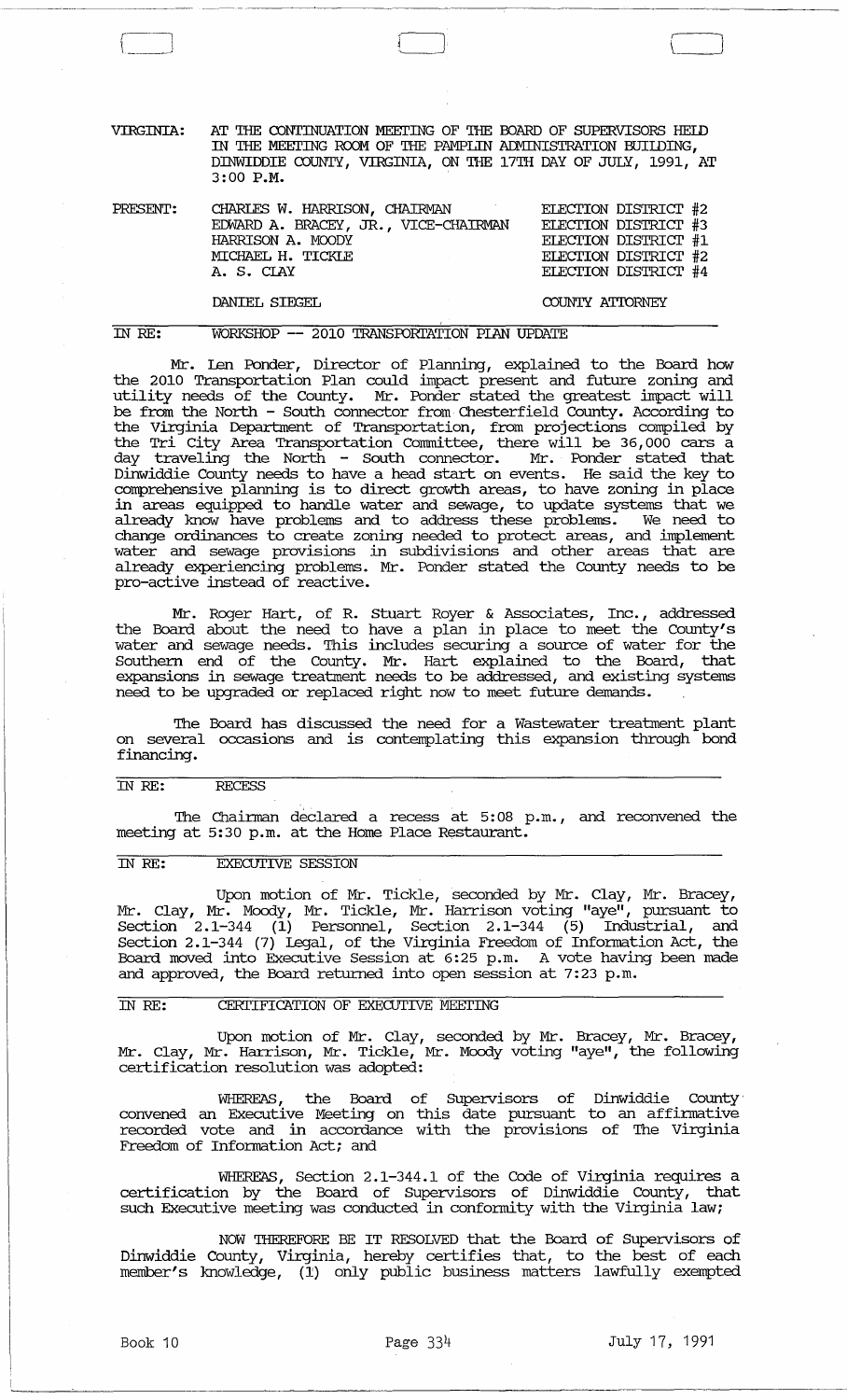VIRGINIA: AT THE CONTINUATION MEETING OF THE BOARD OF SUPERVISORS HELD IN THE MEETING ROOM OF THE PAMPLIN ADMINISTRATION BUILDING, DINWIDDIE COUNTY, VIRGINIA, ON THE 17TH DAY OF JULY, 1991, AT 3:00 P.M.

| PRESENT: | | |
|---|---|---|
| | CHARLES W. HARRISON, CHAIRMAN | ELECTION DISTRICT #2 |
| | EDWARD A. BRACEY, JR., VICE-CHAIRMAN | ELECTION DISTRICT #3 |
| | HARRISON A. MOODY | ELECTION DISTRICT #1 |
| | MICHAEL H. TICKLE | ELECTION DISTRICT #2 |
| | A. S. CLAY | ELECTION DISTRICT #4 |
| | DANIEL SIEGEL | COUNTY ATTORNEY |

IN RE: WORKSHOP -- 2010 TRANSPORTATION PLAN UPDATE

Mr. Len Ponder, Director of Planning, explained to the Board how the 2010 Transportation Plan could impact present and future zoning and utility needs of the County. Mr. Ponder stated the greatest impact will be from the North - South connector from Chesterfield County. According to the Virginia Department of Transportation, from projections compiled by the Tri City Area Transportation Committee, there will be 36,000 cars a day traveling the North - South connector. Mr. Ponder stated that Dinwiddie County needs to have a head start on events. He said the key to comprehensive planning is to direct growth areas, to have zoning in place in areas equipped to handle water and sewage, to update systems that we already know have problems and to address these problems. We need to change ordinances to create zoning needed to protect areas, and implement water and sewage provisions in subdivisions and other areas that are already experiencing problems. Mr. Ponder stated the County needs to be pro-active instead of reactive.

Mr. Roger Hart, of R. Stuart Royer & Associates, Inc., addressed the Board about the need to have a plan in place to meet the County's water and sewage needs. This includes securing a source of water for the Southern end of the County. Mr. Hart explained to the Board, that expansions in sewage treatment needs to be addressed, and existing systems need to be upgraded or replaced right now to meet future demands.

The Board has discussed the need for a Wastewater treatment plant on several occasions and is contemplating this expansion through bond financing.

IN RE: RECESS

The Chairman declared a recess at 5:08 p.m., and reconvened the meeting at 5:30 p.m. at the Home Place Restaurant.

IN RE: EXECUTIVE SESSION

Upon motion of Mr. Tickle, seconded by Mr. Clay, Mr. Bracey, Mr. Clay, Mr. Moody, Mr. Tickle, Mr. Harrison voting "aye", pursuant to Section 2.1-344 (1) Personnel, Section 2.1-344 (5) Industrial, and Section 2.1-344 (7) Legal, of the Virginia Freedom of Information Act, the Board moved into Executive Session at 6:25 p.m. A vote having been made and approved, the Board returned into open session at 7:23 p.m.

IN RE: CERTIFICATION OF EXECUTIVE MEETING

Upon motion of Mr. Clay, seconded by Mr. Bracey, Mr. Bracey, Mr. Clay, Mr. Harrison, Mr. Tickle, Mr. Moody voting "aye", the following certification resolution was adopted:

WHEREAS, the Board of Supervisors of Dinwiddie County convened an Executive Meeting on this date pursuant to an affirmative recorded vote and in accordance with the provisions of The Virginia Freedom of Information Act; and

WHEREAS, Section 2.1-344.1 of the Code of Virginia requires a certification by the Board of Supervisors of Dinwiddie County, that such Executive meeting was conducted in conformity with the Virginia law;

NOW THEREFORE BE IT RESOLVED that the Board of Supervisors of Dinwiddie County, Virginia, hereby certifies that, to the best of each member's knowledge, (1) only public business matters lawfully exempted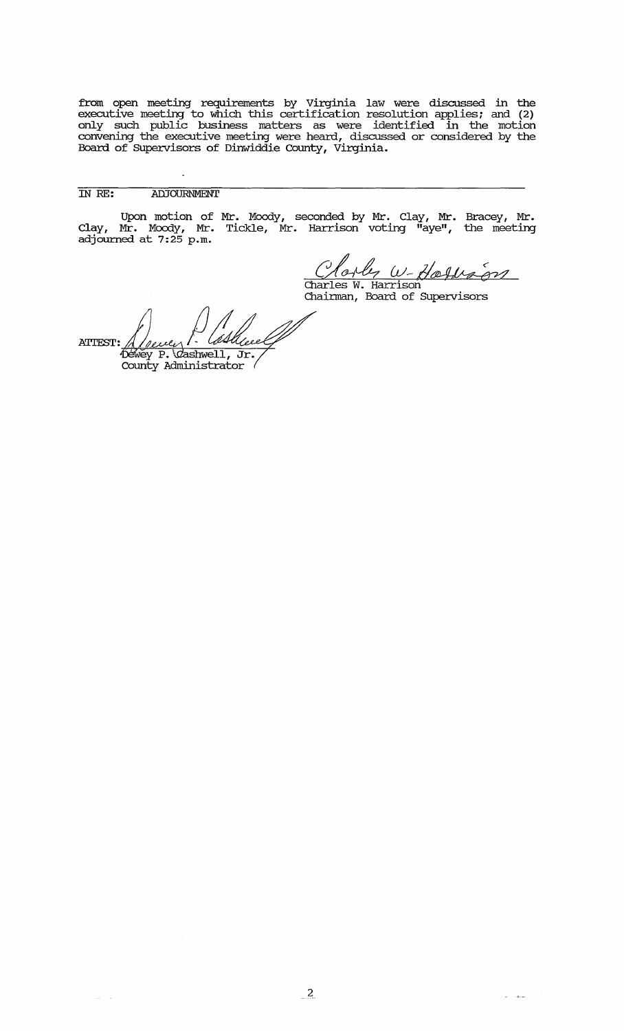from open meeting requirements by Virginia law were discussed in the executive meeting to which this certification resolution applies; and (2) only such public business matters as were identified in the motion convening the executive meeting were heard, discussed or considered by the Board of Supervisors of Dinwiddie County, Virginia.

IN RE: ADJOURNMENT

Upon motion of Mr. Moody, seconded by Mr. Clay, Mr. Bracey, Mr. Clay, Mr. Moody, Mr. Tickle, Mr. Harrison voting "aye", the meeting adjourned at 7:25 p.m.

Charles W. Harrison
Chairman, Board of Supervisors

ATTEST:
Dewey P. Cashwell, Jr.
County Administrator